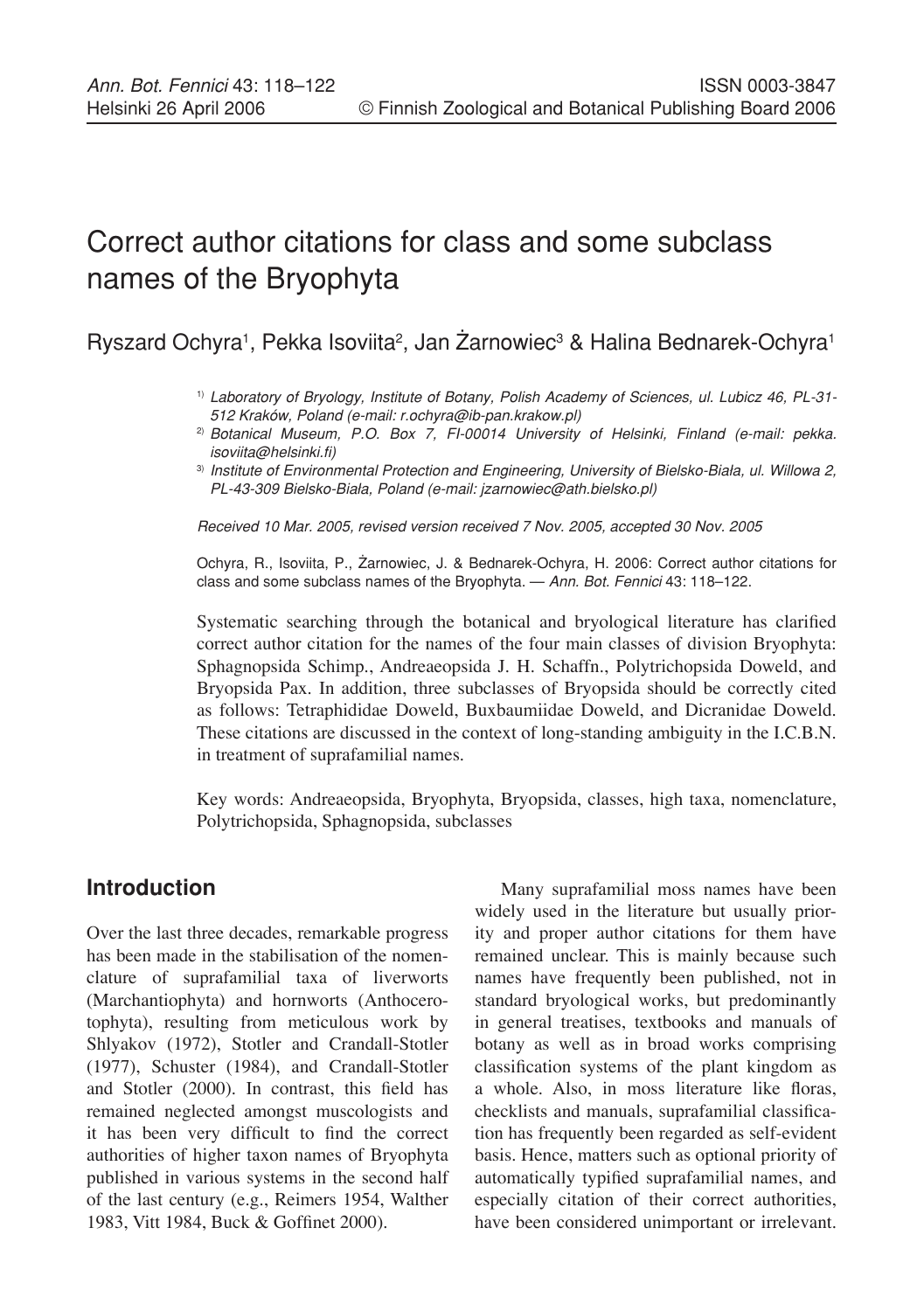# Correct author citations for class and some subclass names of the Bryophyta

Ryszard Ochyra[1], Pekka Isoviita[2], Jan Żarnowiec[3] & Halina Bednarek-Ochyra[1]

[1] *Laboratory of Bryology, Institute of Botany, Polish Academy of Sciences, ul. Lubicz 46, PL-31-512 Kraków, Poland (e-mail: r.ochyra@ib-pan.krakow.pl)*

[2] *Botanical Museum, P.O. Box 7, FI-00014 University of Helsinki, Finland (e-mail: pekka.isoviita@helsinki.fi)*

[3] *Institute of Environmental Protection and Engineering, University of Bielsko-Biała, ul. Willowa 2, PL-43-309 Bielsko-Biała, Poland (e-mail: jzarnowiec@ath.bielsko.pl)*

*Received 10 Mar. 2005, revised version received 7 Nov. 2005, accepted 30 Nov. 2005*

Ochyra, R., Isoviita, P., Żarnowiec, J. & Bednarek-Ochyra, H. 2006: Correct author citations for class and some subclass names of the Bryophyta. — *Ann. Bot. Fennici* 43: 118–122.

Systematic searching through the botanical and bryological literature has clarified correct author citation for the names of the four main classes of division Bryophyta: Sphagnopsida Schimp., Andreaeopsida J. H. Schaffn., Polytrichopsida Doweld, and Bryopsida Pax. In addition, three subclasses of Bryopsida should be correctly cited as follows: Tetraphididae Doweld, Buxbaumiidae Doweld, and Dicranidae Doweld. These citations are discussed in the context of long-standing ambiguity in the I.C.B.N. in treatment of suprafamilial names.

Key words: Andreaeopsida, Bryophyta, Bryopsida, classes, high taxa, nomenclature, Polytrichopsida, Sphagnopsida, subclasses

## Introduction

Over the last three decades, remarkable progress has been made in the stabilisation of the nomenclature of suprafamilial taxa of liverworts (Marchantiophyta) and hornworts (Anthocerotophyta), resulting from meticulous work by Shlyakov (1972), Stotler and Crandall-Stotler (1977), Schuster (1984), and Crandall-Stotler and Stotler (2000). In contrast, this field has remained neglected amongst muscologists and it has been very difficult to find the correct authorities of higher taxon names of Bryophyta published in various systems in the second half of the last century (e.g., Reimers 1954, Walther 1983, Vitt 1984, Buck & Goffinet 2000).

Many suprafamilial moss names have been widely used in the literature but usually priority and proper author citations for them have remained unclear. This is mainly because such names have frequently been published, not in standard bryological works, but predominantly in general treatises, textbooks and manuals of botany as well as in broad works comprising classification systems of the plant kingdom as a whole. Also, in moss literature like floras, checklists and manuals, suprafamilial classification has frequently been regarded as self-evident basis. Hence, matters such as optional priority of automatically typified suprafamilial names, and especially citation of their correct authorities, have been considered unimportant or irrelevant.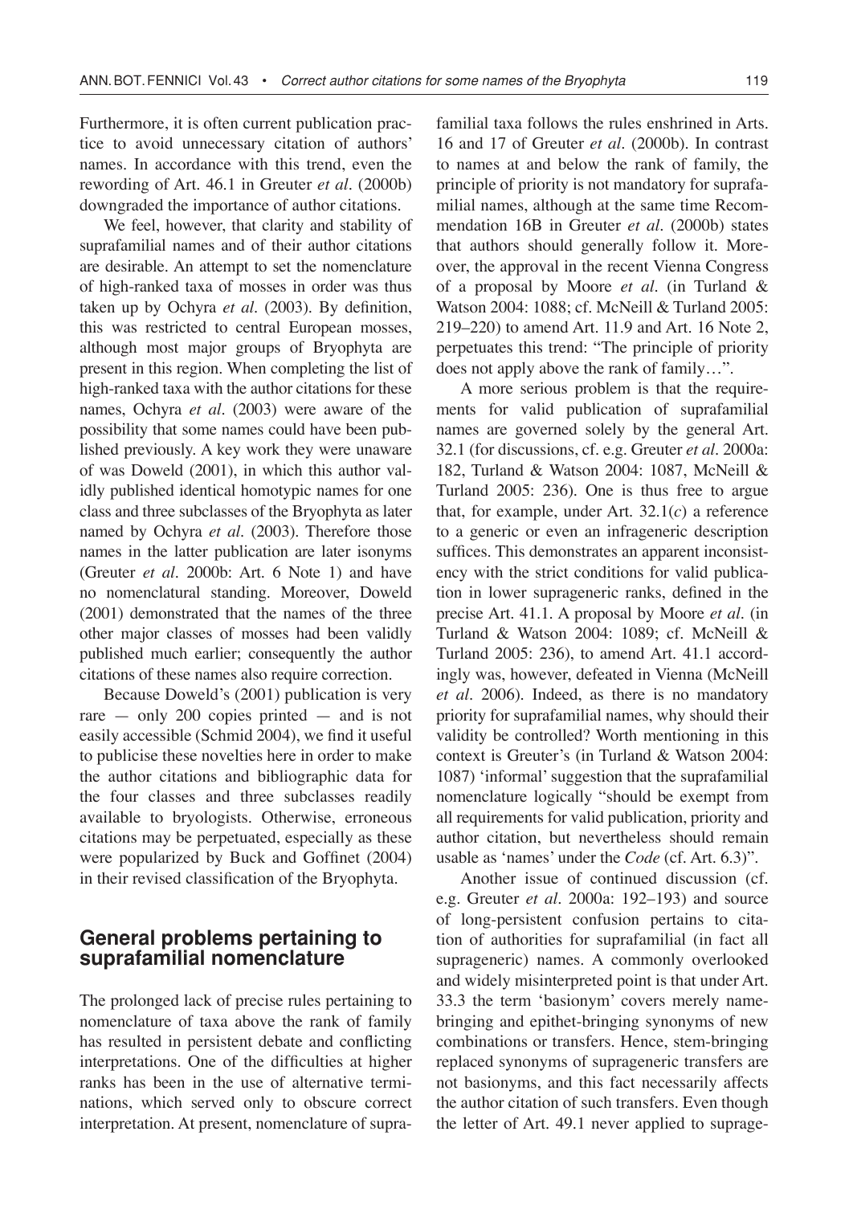Furthermore, it is often current publication practice to avoid unnecessary citation of authors' names. In accordance with this trend, even the rewording of Art. 46.1 in Greuter *et al*. (2000b) downgraded the importance of author citations.

We feel, however, that clarity and stability of suprafamilial names and of their author citations are desirable. An attempt to set the nomenclature of high-ranked taxa of mosses in order was thus taken up by Ochyra *et al*. (2003). By definition, this was restricted to central European mosses, although most major groups of Bryophyta are present in this region. When completing the list of high-ranked taxa with the author citations for these names, Ochyra *et al*. (2003) were aware of the possibility that some names could have been published previously. A key work they were unaware of was Doweld (2001), in which this author validly published identical homotypic names for one class and three subclasses of the Bryophyta as later named by Ochyra *et al*. (2003). Therefore those names in the latter publication are later isonyms (Greuter *et al*. 2000b: Art. 6 Note 1) and have no nomenclatural standing. Moreover, Doweld (2001) demonstrated that the names of the three other major classes of mosses had been validly published much earlier; consequently the author citations of these names also require correction.

Because Doweld's (2001) publication is very rare — only 200 copies printed — and is not easily accessible (Schmid 2004), we find it useful to publicise these novelties here in order to make the author citations and bibliographic data for the four classes and three subclasses readily available to bryologists. Otherwise, erroneous citations may be perpetuated, especially as these were popularized by Buck and Goffinet (2004) in their revised classification of the Bryophyta.

## General problems pertaining to suprafamilial nomenclature

The prolonged lack of precise rules pertaining to nomenclature of taxa above the rank of family has resulted in persistent debate and conflicting interpretations. One of the difficulties at higher ranks has been in the use of alternative terminations, which served only to obscure correct interpretation. At present, nomenclature of suprafamilial taxa follows the rules enshrined in Arts. 16 and 17 of Greuter *et al*. (2000b). In contrast to names at and below the rank of family, the principle of priority is not mandatory for suprafamilial names, although at the same time Recommendation 16B in Greuter *et al*. (2000b) states that authors should generally follow it. Moreover, the approval in the recent Vienna Congress of a proposal by Moore *et al*. (in Turland & Watson 2004: 1088; cf. McNeill & Turland 2005: 219–220) to amend Art. 11.9 and Art. 16 Note 2, perpetuates this trend: "The principle of priority does not apply above the rank of family…".

A more serious problem is that the requirements for valid publication of suprafamilial names are governed solely by the general Art. 32.1 (for discussions, cf. e.g. Greuter *et al*. 2000a: 182, Turland & Watson 2004: 1087, McNeill & Turland 2005: 236). One is thus free to argue that, for example, under Art. 32.1(*c*) a reference to a generic or even an infrageneric description suffices. This demonstrates an apparent inconsistency with the strict conditions for valid publication in lower suprageneric ranks, defined in the precise Art. 41.1. A proposal by Moore *et al*. (in Turland & Watson 2004: 1089; cf. McNeill & Turland 2005: 236), to amend Art. 41.1 accordingly was, however, defeated in Vienna (McNeill *et al*. 2006). Indeed, as there is no mandatory priority for suprafamilial names, why should their validity be controlled? Worth mentioning in this context is Greuter's (in Turland & Watson 2004: 1087) 'informal' suggestion that the suprafamilial nomenclature logically "should be exempt from all requirements for valid publication, priority and author citation, but nevertheless should remain usable as 'names' under the *Code* (cf. Art. 6.3)".

Another issue of continued discussion (cf. e.g. Greuter *et al*. 2000a: 192–193) and source of long-persistent confusion pertains to citation of authorities for suprafamilial (in fact all suprageneric) names. A commonly overlooked and widely misinterpreted point is that under Art. 33.3 the term 'basionym' covers merely name-bringing and epithet-bringing synonyms of new combinations or transfers. Hence, stem-bringing replaced synonyms of suprageneric transfers are not basionyms, and this fact necessarily affects the author citation of such transfers. Even though the letter of Art. 49.1 never applied to suprage-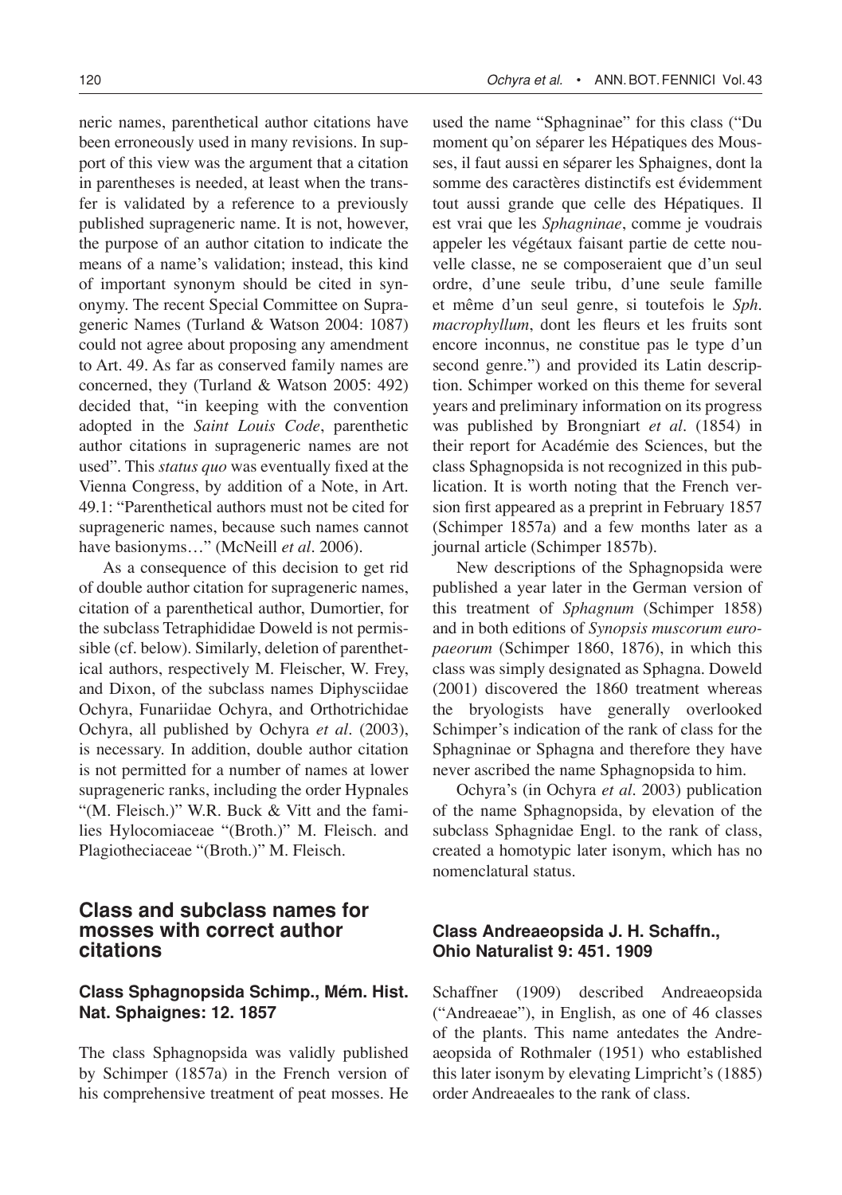neric names, parenthetical author citations have been erroneously used in many revisions. In support of this view was the argument that a citation in parentheses is needed, at least when the transfer is validated by a reference to a previously published suprageneric name. It is not, however, the purpose of an author citation to indicate the means of a name's validation; instead, this kind of important synonym should be cited in synonymy. The recent Special Committee on Suprageneric Names (Turland & Watson 2004: 1087) could not agree about proposing any amendment to Art. 49. As far as conserved family names are concerned, they (Turland & Watson 2005: 492) decided that, "in keeping with the convention adopted in the *Saint Louis Code*, parenthetic author citations in suprageneric names are not used". This *status quo* was eventually fixed at the Vienna Congress, by addition of a Note, in Art. 49.1: "Parenthetical authors must not be cited for suprageneric names, because such names cannot have basionyms…" (McNeill *et al*. 2006).

As a consequence of this decision to get rid of double author citation for suprageneric names, citation of a parenthetical author, Dumortier, for the subclass Tetraphididae Doweld is not permissible (cf. below). Similarly, deletion of parenthetical authors, respectively M. Fleischer, W. Frey, and Dixon, of the subclass names Diphysciidae Ochyra, Funariidae Ochyra, and Orthotrichidae Ochyra, all published by Ochyra *et al*. (2003), is necessary. In addition, double author citation is not permitted for a number of names at lower suprageneric ranks, including the order Hypnales "(M. Fleisch.)" W.R. Buck & Vitt and the families Hylocomiaceae "(Broth.)" M. Fleisch. and Plagiotheciaceae "(Broth.)" M. Fleisch.

## Class and subclass names for mosses with correct author citations

### Class Sphagnopsida Schimp., Mém. Hist. Nat. Sphaignes: 12. 1857

The class Sphagnopsida was validly published by Schimper (1857a) in the French version of his comprehensive treatment of peat mosses. He used the name "Sphagninae" for this class ("Du moment qu'on séparer les Hépatiques des Mousses, il faut aussi en séparer les Sphaignes, dont la somme des caractères distinctifs est évidemment tout aussi grande que celle des Hépatiques. Il est vrai que les *Sphagninae*, comme je voudrais appeler les végétaux faisant partie de cette nouvelle classe, ne se composeraient que d'un seul ordre, d'une seule tribu, d'une seule famille et même d'un seul genre, si toutefois le *Sph. macrophyllum*, dont les fleurs et les fruits sont encore inconnus, ne constitue pas le type d'un second genre.") and provided its Latin description. Schimper worked on this theme for several years and preliminary information on its progress was published by Brongniart *et al*. (1854) in their report for Académie des Sciences, but the class Sphagnopsida is not recognized in this publication. It is worth noting that the French version first appeared as a preprint in February 1857 (Schimper 1857a) and a few months later as a journal article (Schimper 1857b).

New descriptions of the Sphagnopsida were published a year later in the German version of this treatment of *Sphagnum* (Schimper 1858) and in both editions of *Synopsis muscorum europaeorum* (Schimper 1860, 1876), in which this class was simply designated as Sphagna. Doweld (2001) discovered the 1860 treatment whereas the bryologists have generally overlooked Schimper's indication of the rank of class for the Sphagninae or Sphagna and therefore they have never ascribed the name Sphagnopsida to him.

Ochyra's (in Ochyra *et al*. 2003) publication of the name Sphagnopsida, by elevation of the subclass Sphagnidae Engl. to the rank of class, created a homotypic later isonym, which has no nomenclatural status.

### Class Andreaeopsida J. H. Schaffn., Ohio Naturalist 9: 451. 1909

Schaffner (1909) described Andreaeopsida ("Andreaeae"), in English, as one of 46 classes of the plants. This name antedates the Andreaeopsida of Rothmaler (1951) who established this later isonym by elevating Limpricht's (1885) order Andreaeales to the rank of class.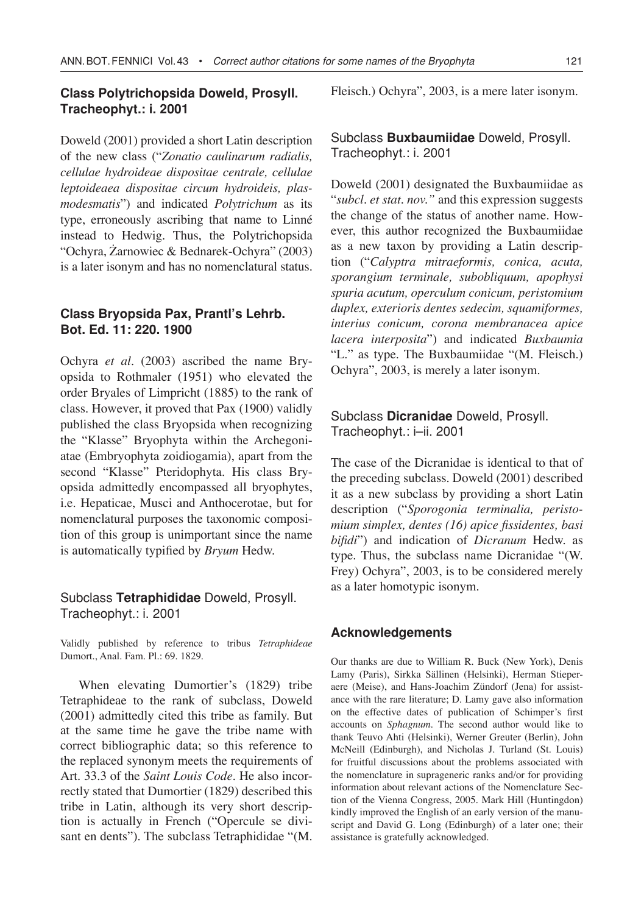### Class Polytrichopsida Doweld, Prosyll. Tracheophyt.: i. 2001

Doweld (2001) provided a short Latin description of the new class ("*Zonatio caulinarum radialis, cellulae hydroideae dispositae centrale, cellulae leptoideaea dispositae circum hydroideis, plasmodesmatis*") and indicated *Polytrichum* as its type, erroneously ascribing that name to Linné instead to Hedwig. Thus, the Polytrichopsida "Ochyra, Żarnowiec & Bednarek-Ochyra" (2003) is a later isonym and has no nomenclatural status.

### Class Bryopsida Pax, Prantl's Lehrb. Bot. Ed. 11: 220. 1900

Ochyra *et al*. (2003) ascribed the name Bryopsida to Rothmaler (1951) who elevated the order Bryales of Limpricht (1885) to the rank of class. However, it proved that Pax (1900) validly published the class Bryopsida when recognizing the "Klasse" Bryophyta within the Archegoniatae (Embryophyta zoidiogamia), apart from the second "Klasse" Pteridophyta. His class Bryopsida admittedly encompassed all bryophytes, i.e. Hepaticae, Musci and Anthocerotae, but for nomenclatural purposes the taxonomic composition of this group is unimportant since the name is automatically typified by *Bryum* Hedw.

### Subclass **Tetraphididae** Doweld, Prosyll. Tracheophyt.: i. 2001

Validly published by reference to tribus *Tetraphideae* Dumort., Anal. Fam. Pl.: 69. 1829.

When elevating Dumortier's (1829) tribe Tetraphideae to the rank of subclass, Doweld (2001) admittedly cited this tribe as family. But at the same time he gave the tribe name with correct bibliographic data; so this reference to the replaced synonym meets the requirements of Art. 33.3 of the *Saint Louis Code*. He also incorrectly stated that Dumortier (1829) described this tribe in Latin, although its very short description is actually in French ("Opercule se divisant en dents"). The subclass Tetraphididae "(M. Fleisch.) Ochyra", 2003, is a mere later isonym.

### Subclass **Buxbaumiidae** Doweld, Prosyll. Tracheophyt.: i. 2001

Doweld (2001) designated the Buxbaumiidae as "*subcl. et stat. nov.*" and this expression suggests the change of the status of another name. However, this author recognized the Buxbaumiidae as a new taxon by providing a Latin description ("*Calyptra mitraeformis, conica, acuta, sporangium terminale, subobliquum, apophysi spuria acutum, operculum conicum, peristomium duplex, exterioris dentes sedecim, squamiformes, interius conicum, corona membranacea apice lacera interposita*") and indicated *Buxbaumia* "L." as type. The Buxbaumiidae "(M. Fleisch.) Ochyra", 2003, is merely a later isonym.

### Subclass **Dicranidae** Doweld, Prosyll. Tracheophyt.: i–ii. 2001

The case of the Dicranidae is identical to that of the preceding subclass. Doweld (2001) described it as a new subclass by providing a short Latin description ("*Sporogonia terminalia, peristomium simplex, dentes (16) apice fissidentes, basi bifidi*") and indication of *Dicranum* Hedw. as type. Thus, the subclass name Dicranidae "(W. Frey) Ochyra", 2003, is to be considered merely as a later homotypic isonym.

### Acknowledgements

Our thanks are due to William R. Buck (New York), Denis Lamy (Paris), Sirkka Sällinen (Helsinki), Herman Stieperaere (Meise), and Hans-Joachim Zündorf (Jena) for assistance with the rare literature; D. Lamy gave also information on the effective dates of publication of Schimper's first accounts on *Sphagnum*. The second author would like to thank Teuvo Ahti (Helsinki), Werner Greuter (Berlin), John McNeill (Edinburgh), and Nicholas J. Turland (St. Louis) for fruitful discussions about the problems associated with the nomenclature in suprageneric ranks and/or for providing information about relevant actions of the Nomenclature Section of the Vienna Congress, 2005. Mark Hill (Huntingdon) kindly improved the English of an early version of the manuscript and David G. Long (Edinburgh) of a later one; their assistance is gratefully acknowledged.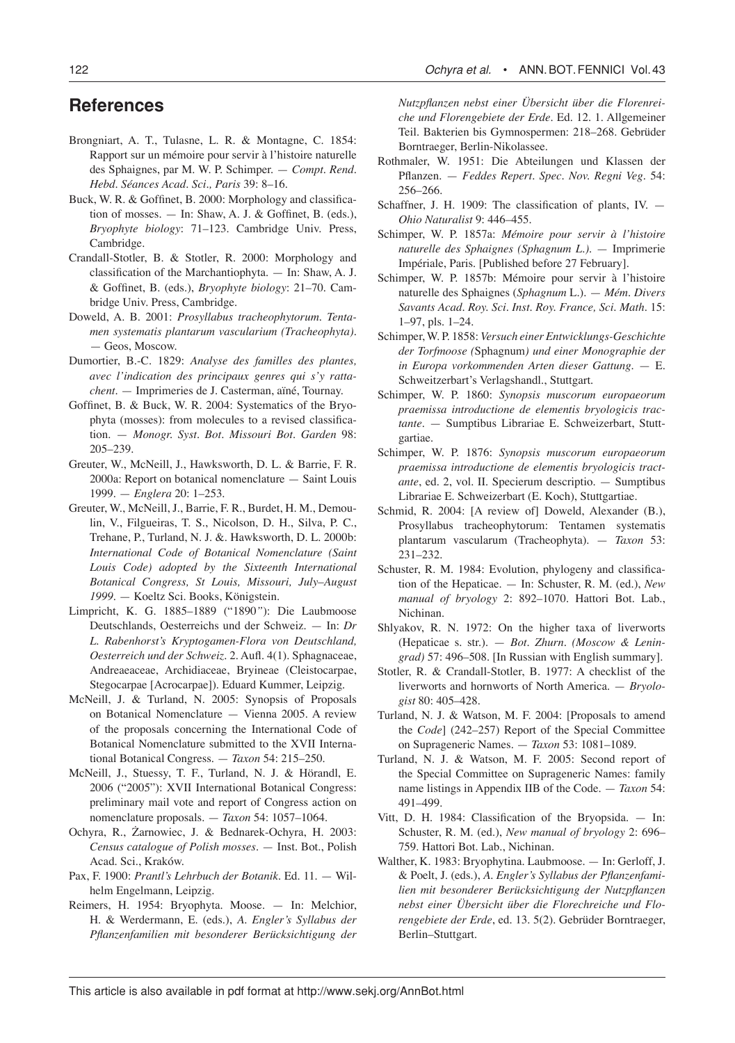## References

Brongniart, A. T., Tulasne, L. R. & Montagne, C. 1854: Rapport sur un mémoire pour servir à l'histoire naturelle des Sphaignes, par M. W. P. Schimper. — *Compt. Rend. Hebd. Séances Acad. Sci., Paris* 39: 8–16.

Buck, W. R. & Goffinet, B. 2000: Morphology and classification of mosses. — In: Shaw, A. J. & Goffinet, B. (eds.), *Bryophyte biology*: 71–123. Cambridge Univ. Press, Cambridge.

Crandall-Stotler, B. & Stotler, R. 2000: Morphology and classification of the Marchantiophyta. — In: Shaw, A. J. & Goffinet, B. (eds.), *Bryophyte biology*: 21–70. Cambridge Univ. Press, Cambridge.

Doweld, A. B. 2001: *Prosyllabus tracheophytorum. Tentamen systematis plantarum vascularium (Tracheophyta)*. — Geos, Moscow.

Dumortier, B.-C. 1829: *Analyse des familles des plantes, avec l'indication des principaux genres qui s'y rattachent*. — Imprimeries de J. Casterman, aïné, Tournay.

Goffinet, B. & Buck, W. R. 2004: Systematics of the Bryophyta (mosses): from molecules to a revised classification. — *Monogr. Syst. Bot. Missouri Bot. Garden* 98: 205–239.

Greuter, W., McNeill, J., Hawksworth, D. L. & Barrie, F. R. 2000a: Report on botanical nomenclature — Saint Louis 1999. — *Englera* 20: 1–253.

Greuter, W., McNeill, J., Barrie, F. R., Burdet, H. M., Demoulin, V., Filgueiras, T. S., Nicolson, D. H., Silva, P. C., Trehane, P., Turland, N. J. &. Hawksworth, D. L. 2000b: *International Code of Botanical Nomenclature (Saint Louis Code) adopted by the Sixteenth International Botanical Congress, St Louis, Missouri, July–August 1999*. — Koeltz Sci. Books, Königstein.

Limpricht, K. G. 1885–1889 ("1890"): Die Laubmoose Deutschlands, Oesterreichs und der Schweiz. — In: *Dr L. Rabenhorst's Kryptogamen-Flora von Deutschland, Oesterreich und der Schweiz*. 2. Aufl. 4(1). Sphagnaceae, Andreaeaceae, Archidiaceae, Bryineae (Cleistocarpae, Stegocarpae [Acrocarpae]). Eduard Kummer, Leipzig.

McNeill, J. & Turland, N. 2005: Synopsis of Proposals on Botanical Nomenclature — Vienna 2005. A review of the proposals concerning the International Code of Botanical Nomenclature submitted to the XVII International Botanical Congress. — *Taxon* 54: 215–250.

McNeill, J., Stuessy, T. F., Turland, N. J. & Hörandl, E. 2006 ("2005"): XVII International Botanical Congress: preliminary mail vote and report of Congress action on nomenclature proposals. — *Taxon* 54: 1057–1064.

Ochyra, R., Żarnowiec, J. & Bednarek-Ochyra, H. 2003: *Census catalogue of Polish mosses*. — Inst. Bot., Polish Acad. Sci., Kraków.

Pax, F. 1900: *Prantl's Lehrbuch der Botanik*. Ed. 11. — Wilhelm Engelmann, Leipzig.

Reimers, H. 1954: Bryophyta. Moose. — In: Melchior, H. & Werdermann, E. (eds.), *A. Engler's Syllabus der Pflanzenfamilien mit besonderer Berücksichtigung der Nutzpflanzen nebst einer Übersicht über die Florenreiche und Florengebiete der Erde*. Ed. 12. 1. Allgemeiner Teil. Bakterien bis Gymnospermen: 218–268. Gebrüder Borntraeger, Berlin-Nikolassee.

Rothmaler, W. 1951: Die Abteilungen und Klassen der Pflanzen. — *Feddes Repert. Spec. Nov. Regni Veg.* 54: 256–266.

Schaffner, J. H. 1909: The classification of plants, IV. — *Ohio Naturalist* 9: 446–455.

Schimper, W. P. 1857a: *Mémoire pour servir à l'histoire naturelle des Sphaignes (Sphagnum L.)*. — Imprimerie Impériale, Paris. [Published before 27 February].

Schimper, W. P. 1857b: Mémoire pour servir à l'histoire naturelle des Sphaignes (*Sphagnum* L.). — *Mém. Divers Savants Acad. Roy. Sci. Inst. Roy. France, Sci. Math.* 15: 1–97, pls. 1–24.

Schimper, W. P. 1858: *Versuch einer Entwicklungs-Geschichte der Torfmoose (*Sphagnum*) und einer Monographie der in Europa vorkommenden Arten dieser Gattung*. — E. Schweitzerbart's Verlagshandl., Stuttgart.

Schimper, W. P. 1860: *Synopsis muscorum europaeorum praemissa introductione de elementis bryologicis tractante*. — Sumptibus Librariae E. Schweizerbart, Stuttgartiae.

Schimper, W. P. 1876: *Synopsis muscorum europaeorum praemissa introductione de elementis bryologicis tractante*, ed. 2, vol. II. Specierum descriptio. — Sumptibus Librariae E. Schweizerbart (E. Koch), Stuttgartiae.

Schmid, R. 2004: [A review of] Doweld, Alexander (B.), Prosyllabus tracheophytorum: Tentamen systematis plantarum vascularum (Tracheophyta). — *Taxon* 53: 231–232.

Schuster, R. M. 1984: Evolution, phylogeny and classification of the Hepaticae. — In: Schuster, R. M. (ed.), *New manual of bryology* 2: 892–1070. Hattori Bot. Lab., Nichinan.

Shlyakov, R. N. 1972: On the higher taxa of liverworts (Hepaticae s. str.). — *Bot. Zhurn. (Moscow & Leningrad)* 57: 496–508. [In Russian with English summary].

Stotler, R. & Crandall-Stotler, B. 1977: A checklist of the liverworts and hornworts of North America. — *Bryologist* 80: 405–428.

Turland, N. J. & Watson, M. F. 2004: [Proposals to amend the *Code*] (242–257) Report of the Special Committee on Suprageneric Names. — *Taxon* 53: 1081–1089.

Turland, N. J. & Watson, M. F. 2005: Second report of the Special Committee on Suprageneric Names: family name listings in Appendix IIB of the Code. — *Taxon* 54: 491–499.

Vitt, D. H. 1984: Classification of the Bryopsida. — In: Schuster, R. M. (ed.), *New manual of bryology* 2: 696–759. Hattori Bot. Lab., Nichinan.

Walther, K. 1983: Bryophytina. Laubmoose. — In: Gerloff, J. & Poelt, J. (eds.), *A. Engler's Syllabus der Pflanzenfamilien mit besonderer Berücksichtigung der Nutzpflanzen nebst einer Übersicht über die Florechreiche und Florengebiete der Erde*, ed. 13. 5(2). Gebrüder Borntraeger, Berlin–Stuttgart.

This article is also available in pdf format at http://www.sekj.org/AnnBot.html